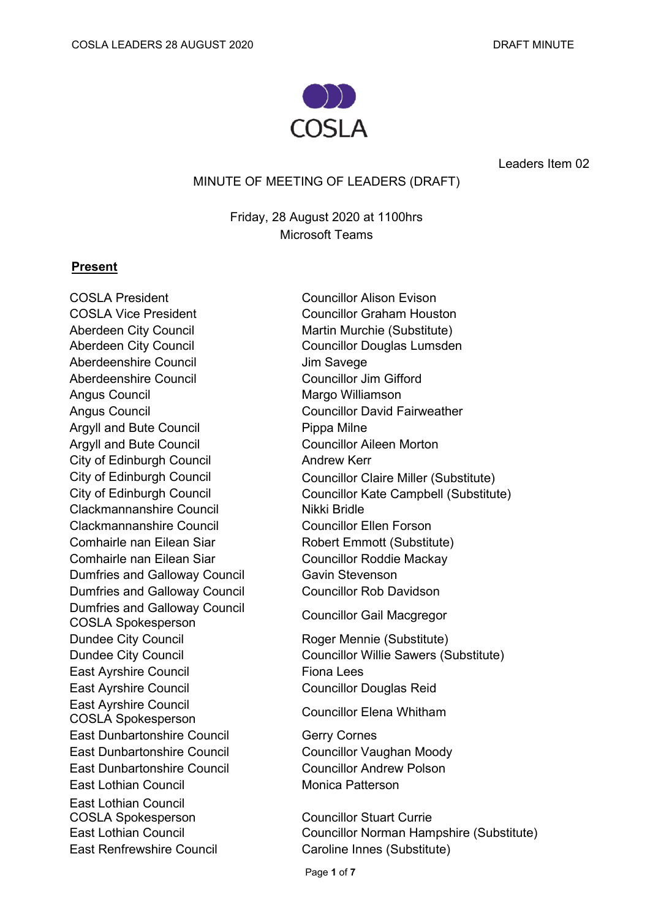COSLA

Leaders Item 02

MINUTE OF MEETING OF LEADERS (DRAFT)

Friday, 28 August 2020 at 1100hrs
Microsoft Teams

**Present**

| | |
|---|---|
| COSLA President | Councillor Alison Evison |
| COSLA Vice President | Councillor Graham Houston |
| Aberdeen City Council | Martin Murchie (Substitute) |
| Aberdeen City Council | Councillor Douglas Lumsden |
| Aberdeenshire Council | Jim Savege |
| Aberdeenshire Council | Councillor Jim Gifford |
| Angus Council | Margo Williamson |
| Angus Council | Councillor David Fairweather |
| Argyll and Bute Council | Pippa Milne |
| Argyll and Bute Council | Councillor Aileen Morton |
| City of Edinburgh Council | Andrew Kerr |
| City of Edinburgh Council | Councillor Claire Miller (Substitute) |
| City of Edinburgh Council | Councillor Kate Campbell (Substitute) |
| Clackmannanshire Council | Nikki Bridle |
| Clackmannanshire Council | Councillor Ellen Forson |
| Comhairle nan Eilean Siar | Robert Emmott (Substitute) |
| Comhairle nan Eilean Siar | Councillor Roddie Mackay |
| Dumfries and Galloway Council | Gavin Stevenson |
| Dumfries and Galloway Council | Councillor Rob Davidson |
| Dumfries and Galloway Council COSLA Spokesperson | Councillor Gail Macgregor |
| Dundee City Council | Roger Mennie (Substitute) |
| Dundee City Council | Councillor Willie Sawers (Substitute) |
| East Ayrshire Council | Fiona Lees |
| East Ayrshire Council | Councillor Douglas Reid |
| East Ayrshire Council COSLA Spokesperson | Councillor Elena Whitham |
| East Dunbartonshire Council | Gerry Cornes |
| East Dunbartonshire Council | Councillor Vaughan Moody |
| East Dunbartonshire Council | Councillor Andrew Polson |
| East Lothian Council | Monica Patterson |
| East Lothian Council COSLA Spokesperson | Councillor Stuart Currie |
| East Lothian Council | Councillor Norman Hampshire (Substitute) |
| East Renfrewshire Council | Caroline Innes (Substitute) |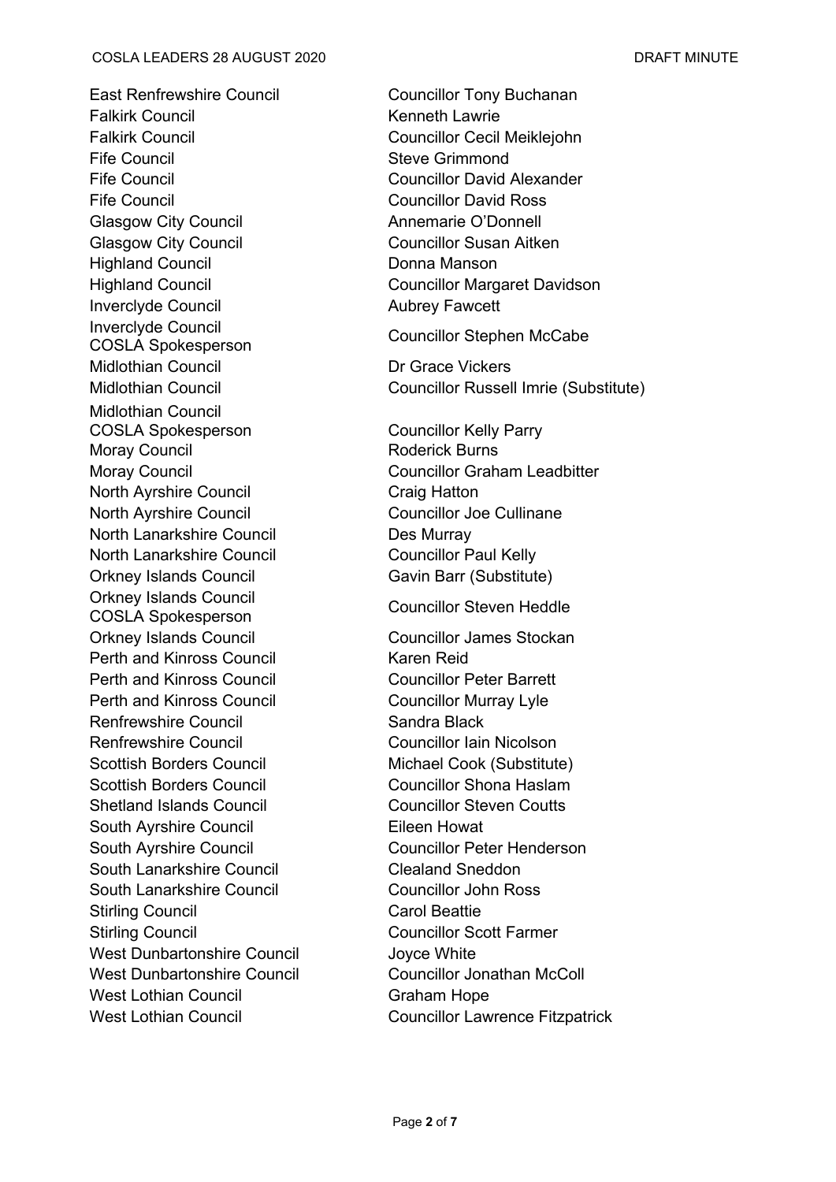| | |
|---|---|
| East Renfrewshire Council | Councillor Tony Buchanan |
| Falkirk Council | Kenneth Lawrie |
| Falkirk Council | Councillor Cecil Meiklejohn |
| Fife Council | Steve Grimmond |
| Fife Council | Councillor David Alexander |
| Fife Council | Councillor David Ross |
| Glasgow City Council | Annemarie O'Donnell |
| Glasgow City Council | Councillor Susan Aitken |
| Highland Council | Donna Manson |
| Highland Council | Councillor Margaret Davidson |
| Inverclyde Council | Aubrey Fawcett |
| Inverclyde Council<br>COSLA Spokesperson | Councillor Stephen McCabe |
| Midlothian Council | Dr Grace Vickers |
| Midlothian Council | Councillor Russell Imrie (Substitute) |
| Midlothian Council<br>COSLA Spokesperson | Councillor Kelly Parry |
| Moray Council | Roderick Burns |
| Moray Council | Councillor Graham Leadbitter |
| North Ayrshire Council | Craig Hatton |
| North Ayrshire Council | Councillor Joe Cullinane |
| North Lanarkshire Council | Des Murray |
| North Lanarkshire Council | Councillor Paul Kelly |
| Orkney Islands Council | Gavin Barr (Substitute) |
| Orkney Islands Council<br>COSLA Spokesperson | Councillor Steven Heddle |
| Orkney Islands Council | Councillor James Stockan |
| Perth and Kinross Council | Karen Reid |
| Perth and Kinross Council | Councillor Peter Barrett |
| Perth and Kinross Council | Councillor Murray Lyle |
| Renfrewshire Council | Sandra Black |
| Renfrewshire Council | Councillor Iain Nicolson |
| Scottish Borders Council | Michael Cook (Substitute) |
| Scottish Borders Council | Councillor Shona Haslam |
| Shetland Islands Council | Councillor Steven Coutts |
| South Ayrshire Council | Eileen Howat |
| South Ayrshire Council | Councillor Peter Henderson |
| South Lanarkshire Council | Clealand Sneddon |
| South Lanarkshire Council | Councillor John Ross |
| Stirling Council | Carol Beattie |
| Stirling Council | Councillor Scott Farmer |
| West Dunbartonshire Council | Joyce White |
| West Dunbartonshire Council | Councillor Jonathan McColl |
| West Lothian Council | Graham Hope |
| West Lothian Council | Councillor Lawrence Fitzpatrick |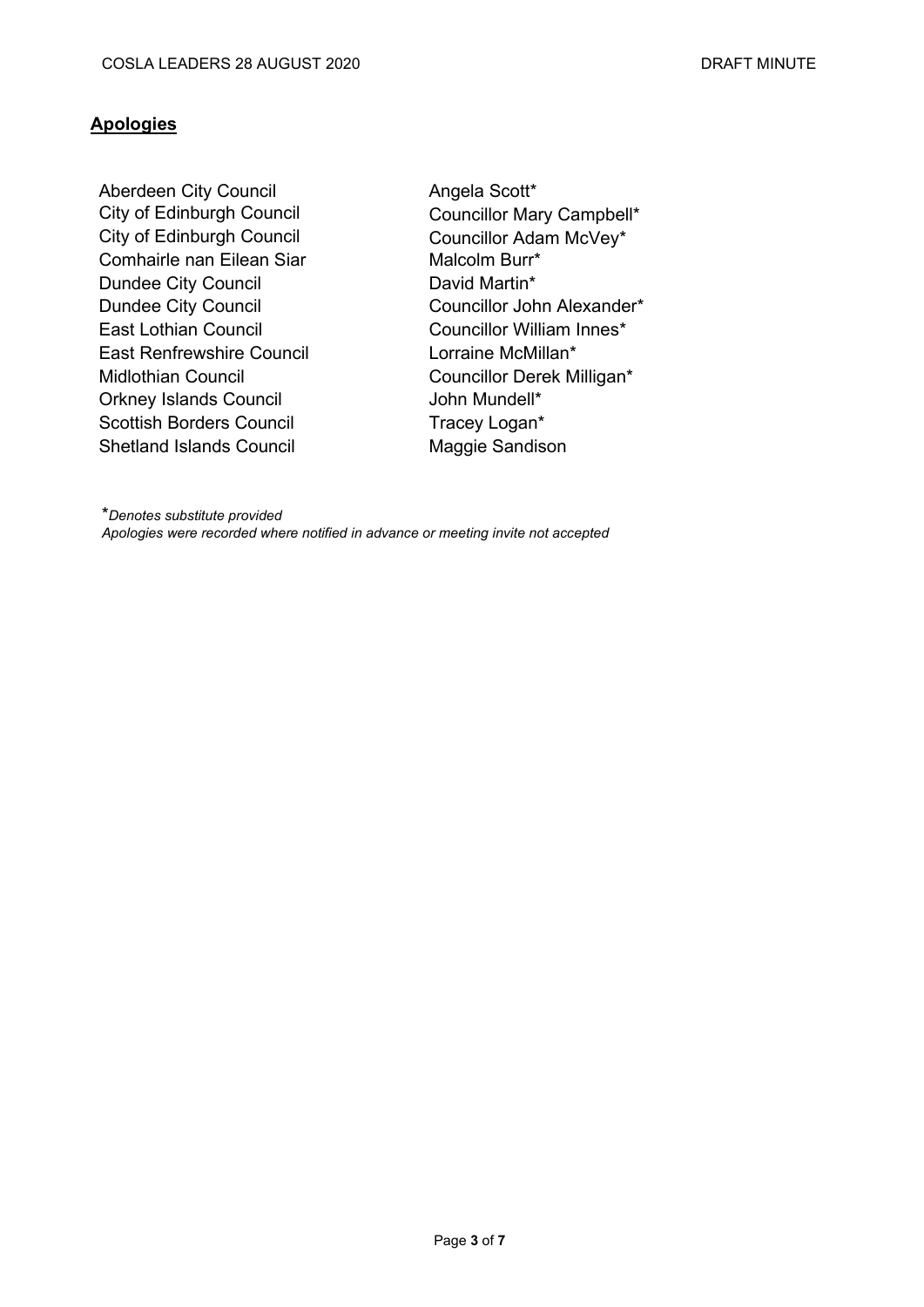## **Apologies**

| | |
|---|---|
| Aberdeen City Council | Angela Scott* |
| City of Edinburgh Council | Councillor Mary Campbell* |
| City of Edinburgh Council | Councillor Adam McVey* |
| Comhairle nan Eilean Siar | Malcolm Burr* |
| Dundee City Council | David Martin* |
| Dundee City Council | Councillor John Alexander* |
| East Lothian Council | Councillor William Innes* |
| East Renfrewshire Council | Lorraine McMillan* |
| Midlothian Council | Councillor Derek Milligan* |
| Orkney Islands Council | John Mundell* |
| Scottish Borders Council | Tracey Logan* |
| Shetland Islands Council | Maggie Sandison |

**Denotes substitute provided*

*Apologies were recorded where notified in advance or meeting invite not accepted*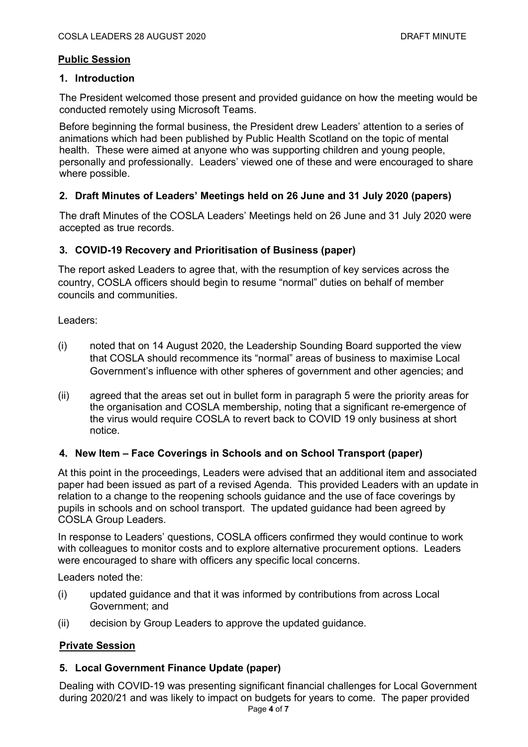**Public Session**

### 1. Introduction

The President welcomed those present and provided guidance on how the meeting would be conducted remotely using Microsoft Teams.

Before beginning the formal business, the President drew Leaders' attention to a series of animations which had been published by Public Health Scotland on the topic of mental health. These were aimed at anyone who was supporting children and young people, personally and professionally. Leaders' viewed one of these and were encouraged to share where possible.

### 2. Draft Minutes of Leaders' Meetings held on 26 June and 31 July 2020 (papers)

The draft Minutes of the COSLA Leaders' Meetings held on 26 June and 31 July 2020 were accepted as true records.

### 3. COVID-19 Recovery and Prioritisation of Business (paper)

The report asked Leaders to agree that, with the resumption of key services across the country, COSLA officers should begin to resume "normal" duties on behalf of member councils and communities.

Leaders:

(i) noted that on 14 August 2020, the Leadership Sounding Board supported the view that COSLA should recommence its "normal" areas of business to maximise Local Government's influence with other spheres of government and other agencies; and

(ii) agreed that the areas set out in bullet form in paragraph 5 were the priority areas for the organisation and COSLA membership, noting that a significant re-emergence of the virus would require COSLA to revert back to COVID 19 only business at short notice.

### 4. New Item – Face Coverings in Schools and on School Transport (paper)

At this point in the proceedings, Leaders were advised that an additional item and associated paper had been issued as part of a revised Agenda. This provided Leaders with an update in relation to a change to the reopening schools guidance and the use of face coverings by pupils in schools and on school transport. The updated guidance had been agreed by COSLA Group Leaders.

In response to Leaders' questions, COSLA officers confirmed they would continue to work with colleagues to monitor costs and to explore alternative procurement options. Leaders were encouraged to share with officers any specific local concerns.

Leaders noted the:

(i) updated guidance and that it was informed by contributions from across Local Government; and

(ii) decision by Group Leaders to approve the updated guidance.

**Private Session**

### 5. Local Government Finance Update (paper)

Dealing with COVID-19 was presenting significant financial challenges for Local Government during 2020/21 and was likely to impact on budgets for years to come. The paper provided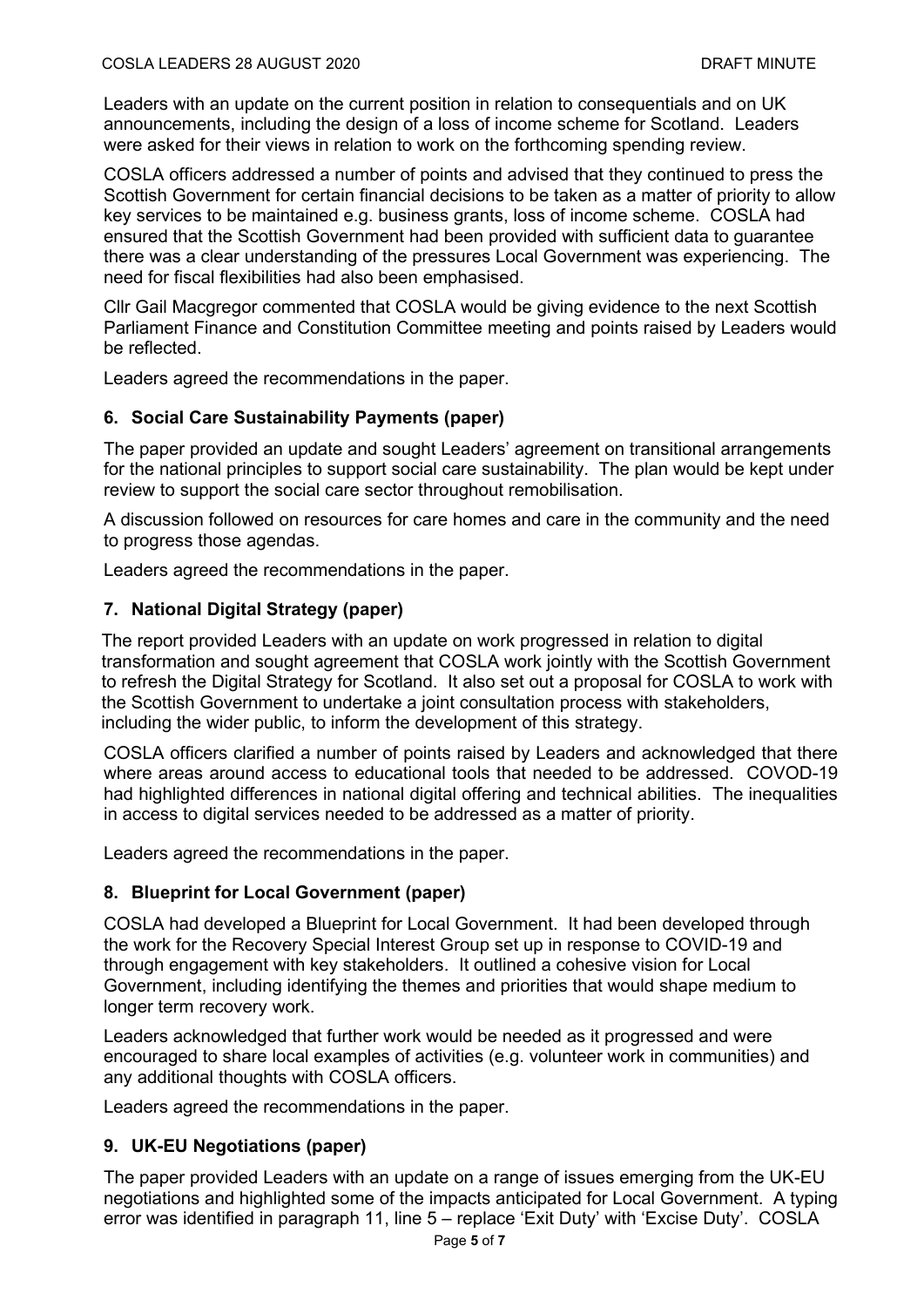Leaders with an update on the current position in relation to consequentials and on UK announcements, including the design of a loss of income scheme for Scotland. Leaders were asked for their views in relation to work on the forthcoming spending review.

COSLA officers addressed a number of points and advised that they continued to press the Scottish Government for certain financial decisions to be taken as a matter of priority to allow key services to be maintained e.g. business grants, loss of income scheme. COSLA had ensured that the Scottish Government had been provided with sufficient data to guarantee there was a clear understanding of the pressures Local Government was experiencing. The need for fiscal flexibilities had also been emphasised.

Cllr Gail Macgregor commented that COSLA would be giving evidence to the next Scottish Parliament Finance and Constitution Committee meeting and points raised by Leaders would be reflected.

Leaders agreed the recommendations in the paper.

### 6. Social Care Sustainability Payments (paper)

The paper provided an update and sought Leaders' agreement on transitional arrangements for the national principles to support social care sustainability. The plan would be kept under review to support the social care sector throughout remobilisation.

A discussion followed on resources for care homes and care in the community and the need to progress those agendas.

Leaders agreed the recommendations in the paper.

### 7. National Digital Strategy (paper)

The report provided Leaders with an update on work progressed in relation to digital transformation and sought agreement that COSLA work jointly with the Scottish Government to refresh the Digital Strategy for Scotland. It also set out a proposal for COSLA to work with the Scottish Government to undertake a joint consultation process with stakeholders, including the wider public, to inform the development of this strategy.

COSLA officers clarified a number of points raised by Leaders and acknowledged that there where areas around access to educational tools that needed to be addressed. COVOD-19 had highlighted differences in national digital offering and technical abilities. The inequalities in access to digital services needed to be addressed as a matter of priority.

Leaders agreed the recommendations in the paper.

### 8. Blueprint for Local Government (paper)

COSLA had developed a Blueprint for Local Government. It had been developed through the work for the Recovery Special Interest Group set up in response to COVID-19 and through engagement with key stakeholders. It outlined a cohesive vision for Local Government, including identifying the themes and priorities that would shape medium to longer term recovery work.

Leaders acknowledged that further work would be needed as it progressed and were encouraged to share local examples of activities (e.g. volunteer work in communities) and any additional thoughts with COSLA officers.

Leaders agreed the recommendations in the paper.

### 9. UK-EU Negotiations (paper)

The paper provided Leaders with an update on a range of issues emerging from the UK-EU negotiations and highlighted some of the impacts anticipated for Local Government. A typing error was identified in paragraph 11, line 5 – replace 'Exit Duty' with 'Excise Duty'. COSLA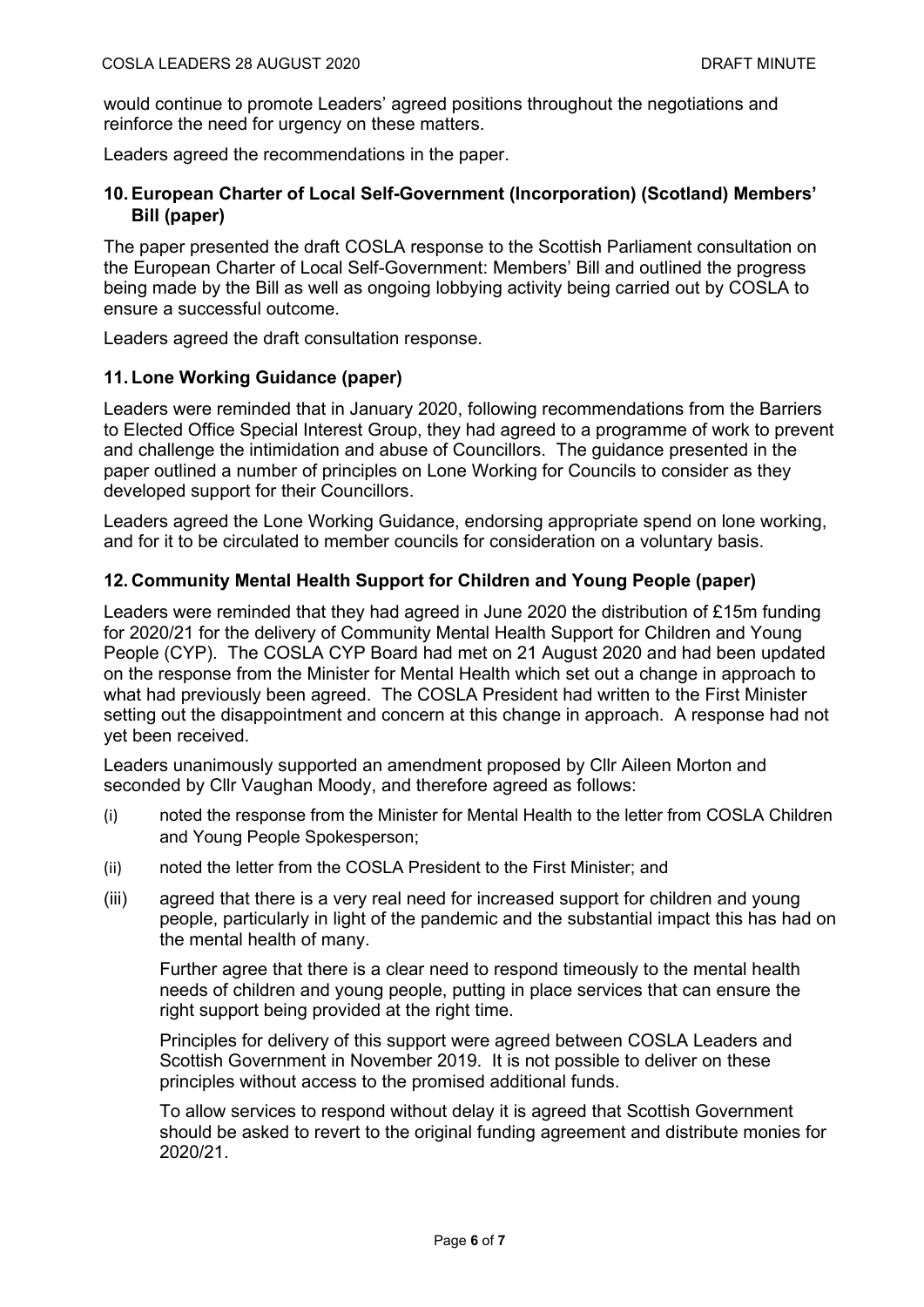would continue to promote Leaders' agreed positions throughout the negotiations and reinforce the need for urgency on these matters.

Leaders agreed the recommendations in the paper.

### 10. European Charter of Local Self-Government (Incorporation) (Scotland) Members' Bill (paper)

The paper presented the draft COSLA response to the Scottish Parliament consultation on the European Charter of Local Self-Government: Members' Bill and outlined the progress being made by the Bill as well as ongoing lobbying activity being carried out by COSLA to ensure a successful outcome.

Leaders agreed the draft consultation response.

### 11. Lone Working Guidance (paper)

Leaders were reminded that in January 2020, following recommendations from the Barriers to Elected Office Special Interest Group, they had agreed to a programme of work to prevent and challenge the intimidation and abuse of Councillors. The guidance presented in the paper outlined a number of principles on Lone Working for Councils to consider as they developed support for their Councillors.

Leaders agreed the Lone Working Guidance, endorsing appropriate spend on lone working, and for it to be circulated to member councils for consideration on a voluntary basis.

### 12. Community Mental Health Support for Children and Young People (paper)

Leaders were reminded that they had agreed in June 2020 the distribution of £15m funding for 2020/21 for the delivery of Community Mental Health Support for Children and Young People (CYP). The COSLA CYP Board had met on 21 August 2020 and had been updated on the response from the Minister for Mental Health which set out a change in approach to what had previously been agreed. The COSLA President had written to the First Minister setting out the disappointment and concern at this change in approach. A response had not yet been received.

Leaders unanimously supported an amendment proposed by Cllr Aileen Morton and seconded by Cllr Vaughan Moody, and therefore agreed as follows:

(i) noted the response from the Minister for Mental Health to the letter from COSLA Children and Young People Spokesperson;

(ii) noted the letter from the COSLA President to the First Minister; and

(iii) agreed that there is a very real need for increased support for children and young people, particularly in light of the pandemic and the substantial impact this has had on the mental health of many.

Further agree that there is a clear need to respond timeously to the mental health needs of children and young people, putting in place services that can ensure the right support being provided at the right time.

Principles for delivery of this support were agreed between COSLA Leaders and Scottish Government in November 2019. It is not possible to deliver on these principles without access to the promised additional funds.

To allow services to respond without delay it is agreed that Scottish Government should be asked to revert to the original funding agreement and distribute monies for 2020/21.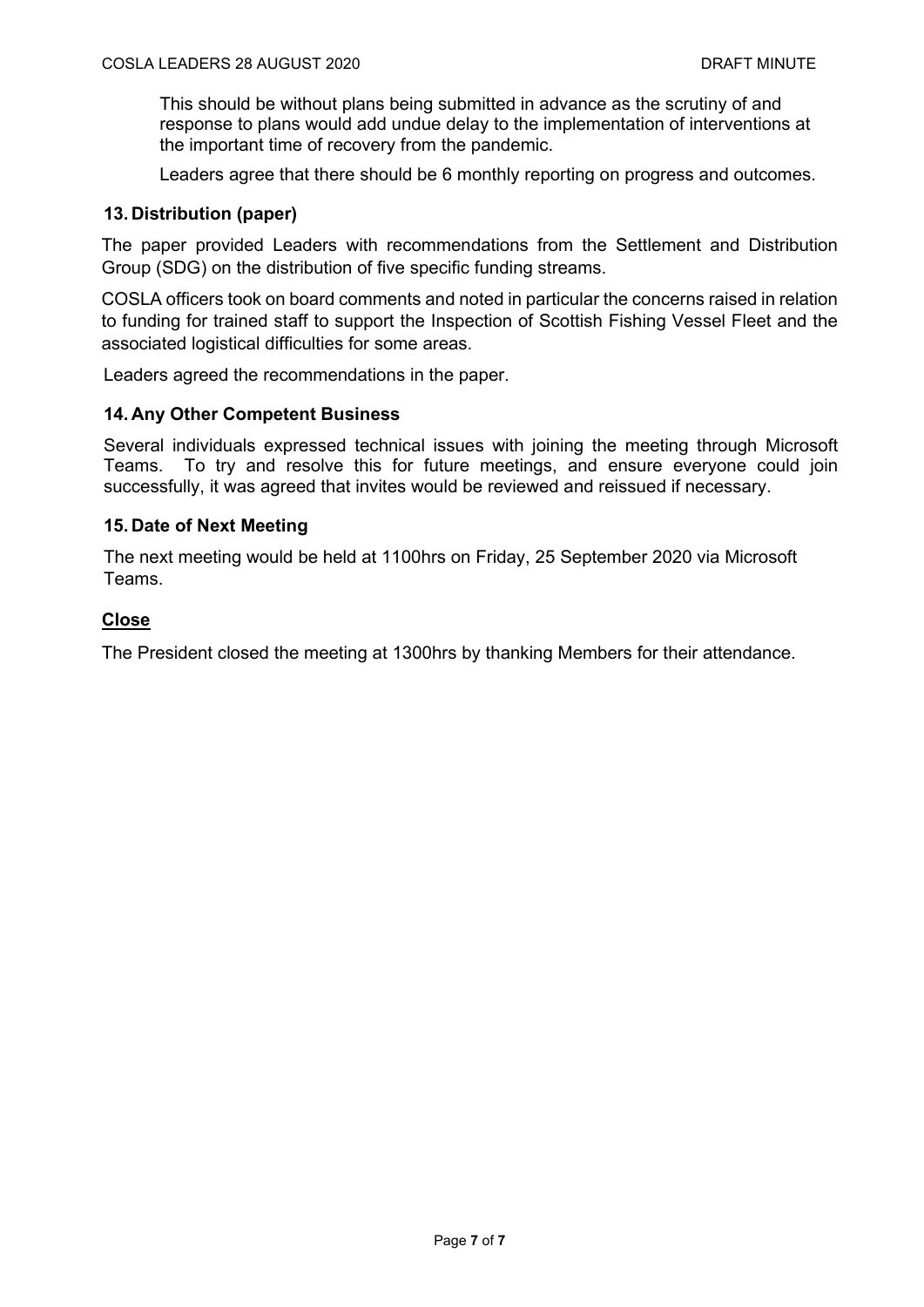This should be without plans being submitted in advance as the scrutiny of and response to plans would add undue delay to the implementation of interventions at the important time of recovery from the pandemic.

Leaders agree that there should be 6 monthly reporting on progress and outcomes.

### 13. Distribution (paper)

The paper provided Leaders with recommendations from the Settlement and Distribution Group (SDG) on the distribution of five specific funding streams.

COSLA officers took on board comments and noted in particular the concerns raised in relation to funding for trained staff to support the Inspection of Scottish Fishing Vessel Fleet and the associated logistical difficulties for some areas.

Leaders agreed the recommendations in the paper.

### 14. Any Other Competent Business

Several individuals expressed technical issues with joining the meeting through Microsoft Teams. To try and resolve this for future meetings, and ensure everyone could join successfully, it was agreed that invites would be reviewed and reissued if necessary.

### 15. Date of Next Meeting

The next meeting would be held at 1100hrs on Friday, 25 September 2020 via Microsoft Teams.

### Close

The President closed the meeting at 1300hrs by thanking Members for their attendance.